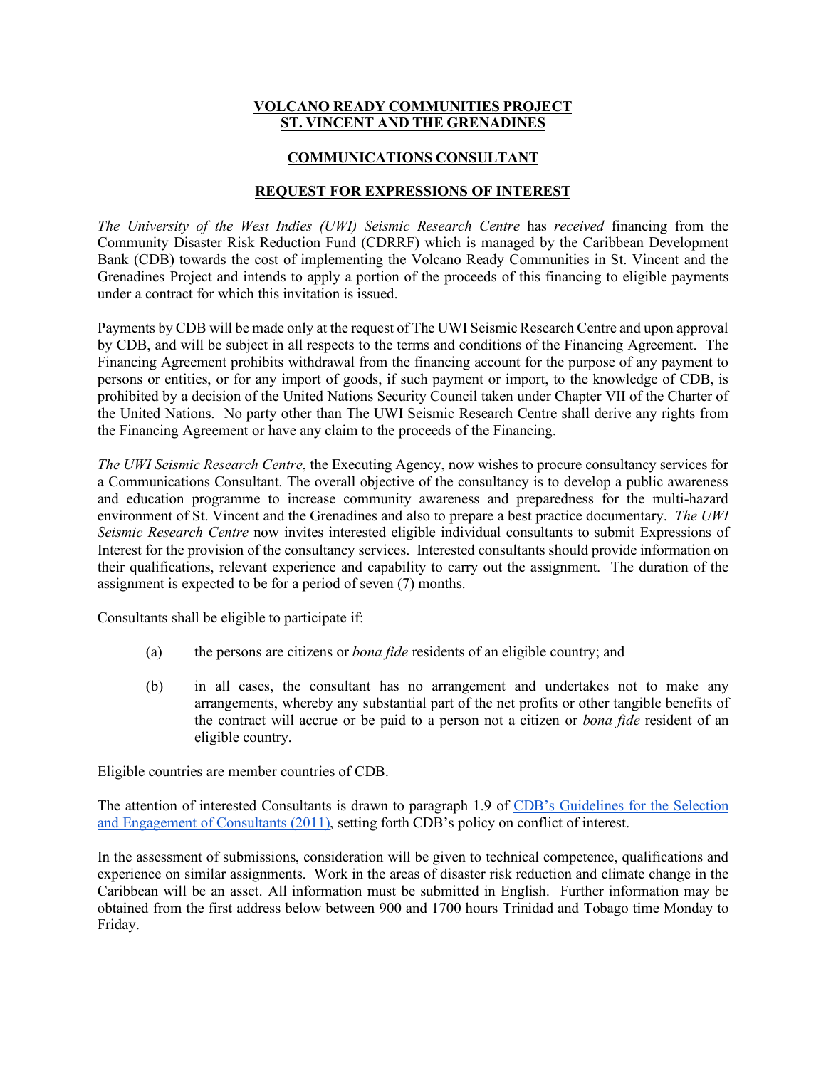**VOLCANO READY COMMUNITIES PROJECT**
**ST. VINCENT AND THE GRENADINES**

**COMMUNICATIONS CONSULTANT**

**REQUEST FOR EXPRESSIONS OF INTEREST**

*The University of the West Indies (UWI) Seismic Research Centre* has *received* financing from the Community Disaster Risk Reduction Fund (CDRRF) which is managed by the Caribbean Development Bank (CDB) towards the cost of implementing the Volcano Ready Communities in St. Vincent and the Grenadines Project and intends to apply a portion of the proceeds of this financing to eligible payments under a contract for which this invitation is issued.

Payments by CDB will be made only at the request of The UWI Seismic Research Centre and upon approval by CDB, and will be subject in all respects to the terms and conditions of the Financing Agreement. The Financing Agreement prohibits withdrawal from the financing account for the purpose of any payment to persons or entities, or for any import of goods, if such payment or import, to the knowledge of CDB, is prohibited by a decision of the United Nations Security Council taken under Chapter VII of the Charter of the United Nations. No party other than The UWI Seismic Research Centre shall derive any rights from the Financing Agreement or have any claim to the proceeds of the Financing.

*The UWI Seismic Research Centre*, the Executing Agency, now wishes to procure consultancy services for a Communications Consultant. The overall objective of the consultancy is to develop a public awareness and education programme to increase community awareness and preparedness for the multi-hazard environment of St. Vincent and the Grenadines and also to prepare a best practice documentary. *The UWI Seismic Research Centre* now invites interested eligible individual consultants to submit Expressions of Interest for the provision of the consultancy services. Interested consultants should provide information on their qualifications, relevant experience and capability to carry out the assignment. The duration of the assignment is expected to be for a period of seven (7) months.

Consultants shall be eligible to participate if:

(a) the persons are citizens or *bona fide* residents of an eligible country; and

(b) in all cases, the consultant has no arrangement and undertakes not to make any arrangements, whereby any substantial part of the net profits or other tangible benefits of the contract will accrue or be paid to a person not a citizen or *bona fide* resident of an eligible country.

Eligible countries are member countries of CDB.

The attention of interested Consultants is drawn to paragraph 1.9 of [CDB's Guidelines for the Selection and Engagement of Consultants (2011)], setting forth CDB's policy on conflict of interest.

In the assessment of submissions, consideration will be given to technical competence, qualifications and experience on similar assignments. Work in the areas of disaster risk reduction and climate change in the Caribbean will be an asset. All information must be submitted in English. Further information may be obtained from the first address below between 900 and 1700 hours Trinidad and Tobago time Monday to Friday.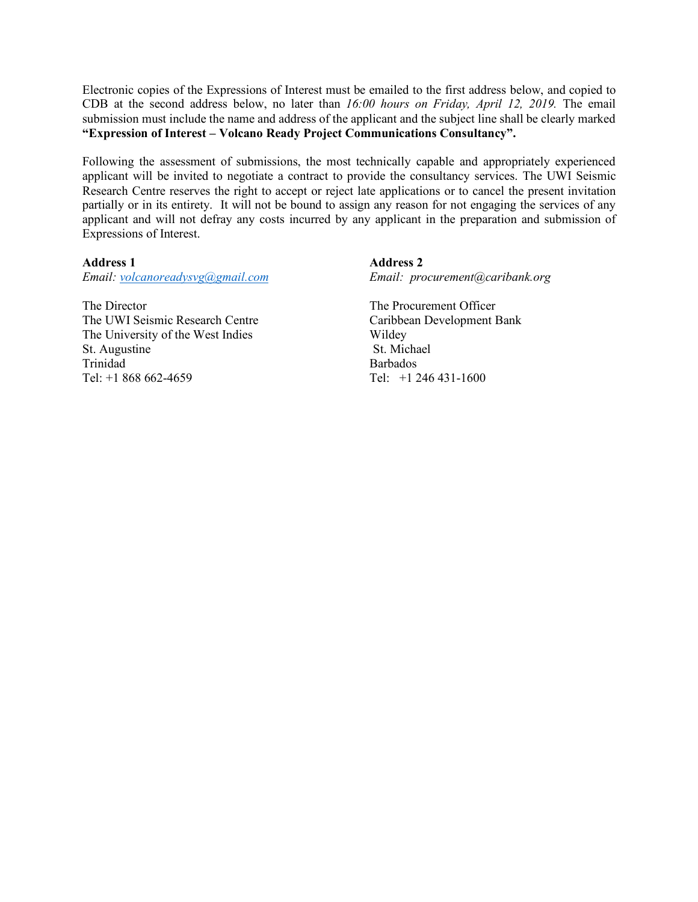Electronic copies of the Expressions of Interest must be emailed to the first address below, and copied to CDB at the second address below, no later than *16:00 hours on Friday, April 12, 2019.* The email submission must include the name and address of the applicant and the subject line shall be clearly marked **"Expression of Interest – Volcano Ready Project Communications Consultancy".**

Following the assessment of submissions, the most technically capable and appropriately experienced applicant will be invited to negotiate a contract to provide the consultancy services. The UWI Seismic Research Centre reserves the right to accept or reject late applications or to cancel the present invitation partially or in its entirety. It will not be bound to assign any reason for not engaging the services of any applicant and will not defray any costs incurred by any applicant in the preparation and submission of Expressions of Interest.

**Address 1**
*Email: volcanoreadysvg@gmail.com*

The Director
The UWI Seismic Research Centre
The University of the West Indies
St. Augustine
Trinidad
Tel: +1 868 662-4659

**Address 2**
*Email: procurement@caribank.org*

The Procurement Officer
Caribbean Development Bank
Wildey
St. Michael
Barbados
Tel: +1 246 431-1600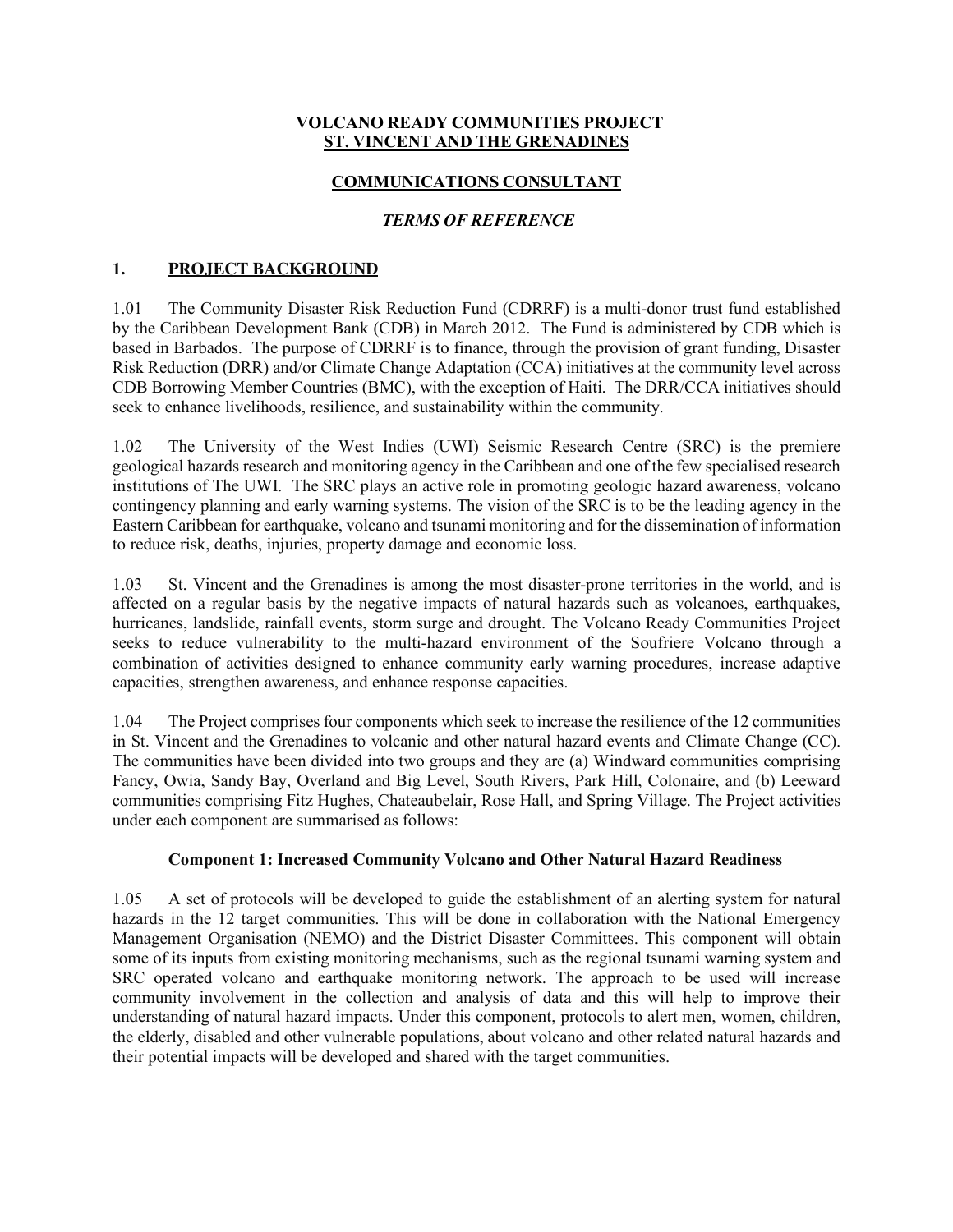**VOLCANO READY COMMUNITIES PROJECT**
**ST. VINCENT AND THE GRENADINES**

**COMMUNICATIONS CONSULTANT**

***TERMS OF REFERENCE***

## 1. PROJECT BACKGROUND

1.01 The Community Disaster Risk Reduction Fund (CDRRF) is a multi-donor trust fund established by the Caribbean Development Bank (CDB) in March 2012. The Fund is administered by CDB which is based in Barbados. The purpose of CDRRF is to finance, through the provision of grant funding, Disaster Risk Reduction (DRR) and/or Climate Change Adaptation (CCA) initiatives at the community level across CDB Borrowing Member Countries (BMC), with the exception of Haiti. The DRR/CCA initiatives should seek to enhance livelihoods, resilience, and sustainability within the community.

1.02 The University of the West Indies (UWI) Seismic Research Centre (SRC) is the premiere geological hazards research and monitoring agency in the Caribbean and one of the few specialised research institutions of The UWI. The SRC plays an active role in promoting geologic hazard awareness, volcano contingency planning and early warning systems. The vision of the SRC is to be the leading agency in the Eastern Caribbean for earthquake, volcano and tsunami monitoring and for the dissemination of information to reduce risk, deaths, injuries, property damage and economic loss.

1.03 St. Vincent and the Grenadines is among the most disaster-prone territories in the world, and is affected on a regular basis by the negative impacts of natural hazards such as volcanoes, earthquakes, hurricanes, landslide, rainfall events, storm surge and drought. The Volcano Ready Communities Project seeks to reduce vulnerability to the multi-hazard environment of the Soufriere Volcano through a combination of activities designed to enhance community early warning procedures, increase adaptive capacities, strengthen awareness, and enhance response capacities.

1.04 The Project comprises four components which seek to increase the resilience of the 12 communities in St. Vincent and the Grenadines to volcanic and other natural hazard events and Climate Change (CC). The communities have been divided into two groups and they are (a) Windward communities comprising Fancy, Owia, Sandy Bay, Overland and Big Level, South Rivers, Park Hill, Colonaire, and (b) Leeward communities comprising Fitz Hughes, Chateaubelair, Rose Hall, and Spring Village. The Project activities under each component are summarised as follows:

### Component 1: Increased Community Volcano and Other Natural Hazard Readiness

1.05 A set of protocols will be developed to guide the establishment of an alerting system for natural hazards in the 12 target communities. This will be done in collaboration with the National Emergency Management Organisation (NEMO) and the District Disaster Committees. This component will obtain some of its inputs from existing monitoring mechanisms, such as the regional tsunami warning system and SRC operated volcano and earthquake monitoring network. The approach to be used will increase community involvement in the collection and analysis of data and this will help to improve their understanding of natural hazard impacts. Under this component, protocols to alert men, women, children, the elderly, disabled and other vulnerable populations, about volcano and other related natural hazards and their potential impacts will be developed and shared with the target communities.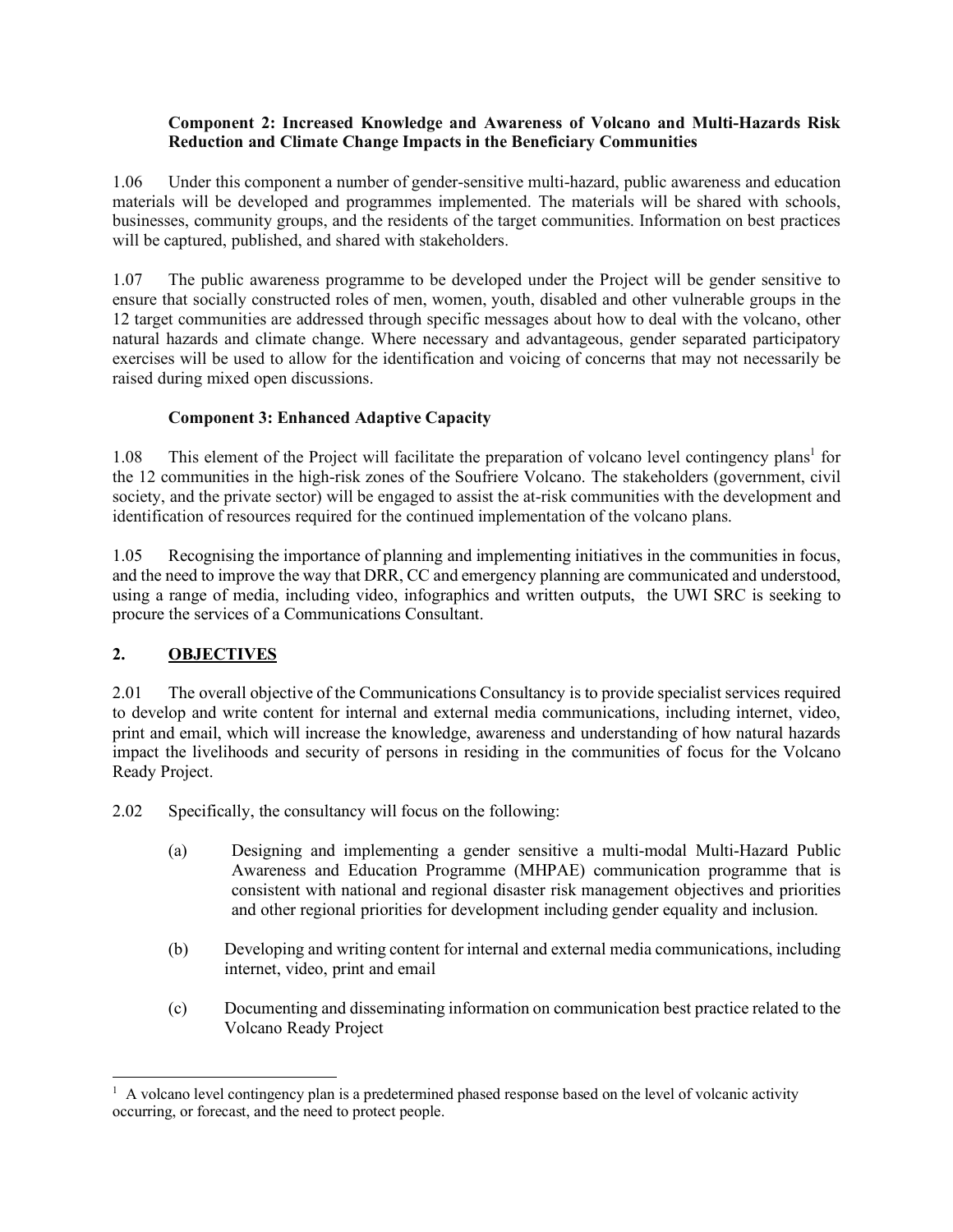**Component 2: Increased Knowledge and Awareness of Volcano and Multi-Hazards Risk Reduction and Climate Change Impacts in the Beneficiary Communities**

1.06 Under this component a number of gender-sensitive multi-hazard, public awareness and education materials will be developed and programmes implemented. The materials will be shared with schools, businesses, community groups, and the residents of the target communities. Information on best practices will be captured, published, and shared with stakeholders.

1.07 The public awareness programme to be developed under the Project will be gender sensitive to ensure that socially constructed roles of men, women, youth, disabled and other vulnerable groups in the 12 target communities are addressed through specific messages about how to deal with the volcano, other natural hazards and climate change. Where necessary and advantageous, gender separated participatory exercises will be used to allow for the identification and voicing of concerns that may not necessarily be raised during mixed open discussions.

**Component 3: Enhanced Adaptive Capacity**

1.08 This element of the Project will facilitate the preparation of volcano level contingency plans[1] for the 12 communities in the high-risk zones of the Soufriere Volcano. The stakeholders (government, civil society, and the private sector) will be engaged to assist the at-risk communities with the development and identification of resources required for the continued implementation of the volcano plans.

1.05 Recognising the importance of planning and implementing initiatives in the communities in focus, and the need to improve the way that DRR, CC and emergency planning are communicated and understood, using a range of media, including video, infographics and written outputs, the UWI SRC is seeking to procure the services of a Communications Consultant.

## 2. OBJECTIVES

2.01 The overall objective of the Communications Consultancy is to provide specialist services required to develop and write content for internal and external media communications, including internet, video, print and email, which will increase the knowledge, awareness and understanding of how natural hazards impact the livelihoods and security of persons in residing in the communities of focus for the Volcano Ready Project.

2.02 Specifically, the consultancy will focus on the following:

(a) Designing and implementing a gender sensitive a multi-modal Multi-Hazard Public Awareness and Education Programme (MHPAE) communication programme that is consistent with national and regional disaster risk management objectives and priorities and other regional priorities for development including gender equality and inclusion.

(b) Developing and writing content for internal and external media communications, including internet, video, print and email

(c) Documenting and disseminating information on communication best practice related to the Volcano Ready Project

[1] A volcano level contingency plan is a predetermined phased response based on the level of volcanic activity occurring, or forecast, and the need to protect people.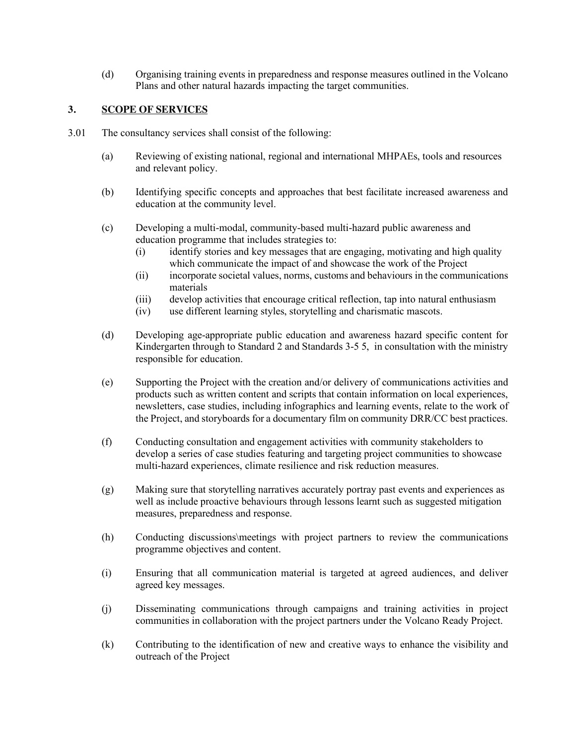(d) Organising training events in preparedness and response measures outlined in the Volcano Plans and other natural hazards impacting the target communities.

## 3. SCOPE OF SERVICES

3.01 The consultancy services shall consist of the following:

(a) Reviewing of existing national, regional and international MHPAEs, tools and resources and relevant policy.

(b) Identifying specific concepts and approaches that best facilitate increased awareness and education at the community level.

(c) Developing a multi-modal, community-based multi-hazard public awareness and education programme that includes strategies to:
   - (i) identify stories and key messages that are engaging, motivating and high quality which communicate the impact of and showcase the work of the Project
   - (ii) incorporate societal values, norms, customs and behaviours in the communications materials
   - (iii) develop activities that encourage critical reflection, tap into natural enthusiasm
   - (iv) use different learning styles, storytelling and charismatic mascots.

(d) Developing age-appropriate public education and awareness hazard specific content for Kindergarten through to Standard 2 and Standards 3-5 5, in consultation with the ministry responsible for education.

(e) Supporting the Project with the creation and/or delivery of communications activities and products such as written content and scripts that contain information on local experiences, newsletters, case studies, including infographics and learning events, relate to the work of the Project, and storyboards for a documentary film on community DRR/CC best practices.

(f) Conducting consultation and engagement activities with community stakeholders to develop a series of case studies featuring and targeting project communities to showcase multi-hazard experiences, climate resilience and risk reduction measures.

(g) Making sure that storytelling narratives accurately portray past events and experiences as well as include proactive behaviours through lessons learnt such as suggested mitigation measures, preparedness and response.

(h) Conducting discussions\meetings with project partners to review the communications programme objectives and content.

(i) Ensuring that all communication material is targeted at agreed audiences, and deliver agreed key messages.

(j) Disseminating communications through campaigns and training activities in project communities in collaboration with the project partners under the Volcano Ready Project.

(k) Contributing to the identification of new and creative ways to enhance the visibility and outreach of the Project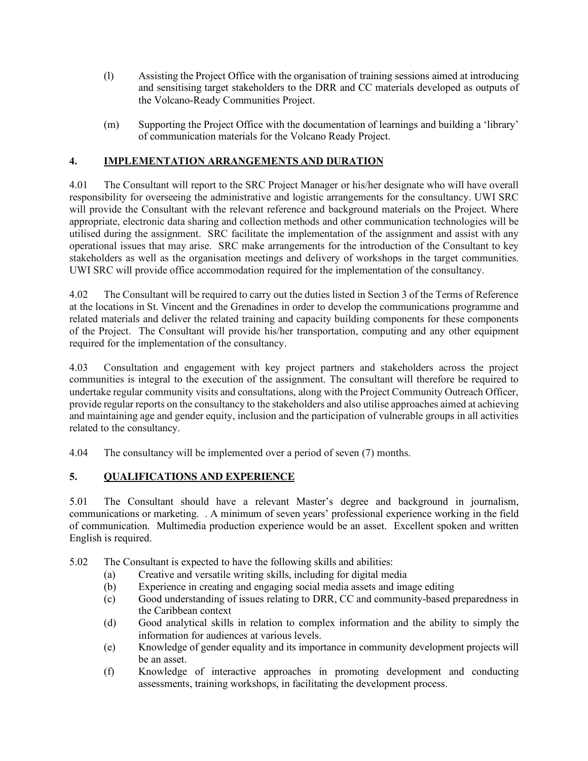(l) Assisting the Project Office with the organisation of training sessions aimed at introducing and sensitising target stakeholders to the DRR and CC materials developed as outputs of the Volcano-Ready Communities Project.

(m) Supporting the Project Office with the documentation of learnings and building a 'library' of communication materials for the Volcano Ready Project.

## 4. IMPLEMENTATION ARRANGEMENTS AND DURATION

4.01 The Consultant will report to the SRC Project Manager or his/her designate who will have overall responsibility for overseeing the administrative and logistic arrangements for the consultancy. UWI SRC will provide the Consultant with the relevant reference and background materials on the Project. Where appropriate, electronic data sharing and collection methods and other communication technologies will be utilised during the assignment. SRC facilitate the implementation of the assignment and assist with any operational issues that may arise. SRC make arrangements for the introduction of the Consultant to key stakeholders as well as the organisation meetings and delivery of workshops in the target communities. UWI SRC will provide office accommodation required for the implementation of the consultancy.

4.02 The Consultant will be required to carry out the duties listed in Section 3 of the Terms of Reference at the locations in St. Vincent and the Grenadines in order to develop the communications programme and related materials and deliver the related training and capacity building components for these components of the Project. The Consultant will provide his/her transportation, computing and any other equipment required for the implementation of the consultancy.

4.03 Consultation and engagement with key project partners and stakeholders across the project communities is integral to the execution of the assignment. The consultant will therefore be required to undertake regular community visits and consultations, along with the Project Community Outreach Officer, provide regular reports on the consultancy to the stakeholders and also utilise approaches aimed at achieving and maintaining age and gender equity, inclusion and the participation of vulnerable groups in all activities related to the consultancy.

4.04 The consultancy will be implemented over a period of seven (7) months.

## 5. QUALIFICATIONS AND EXPERIENCE

5.01 The Consultant should have a relevant Master's degree and background in journalism, communications or marketing. . A minimum of seven years' professional experience working in the field of communication. Multimedia production experience would be an asset. Excellent spoken and written English is required.

5.02 The Consultant is expected to have the following skills and abilities:

(a) Creative and versatile writing skills, including for digital media

(b) Experience in creating and engaging social media assets and image editing

(c) Good understanding of issues relating to DRR, CC and community-based preparedness in the Caribbean context

(d) Good analytical skills in relation to complex information and the ability to simply the information for audiences at various levels.

(e) Knowledge of gender equality and its importance in community development projects will be an asset.

(f) Knowledge of interactive approaches in promoting development and conducting assessments, training workshops, in facilitating the development process.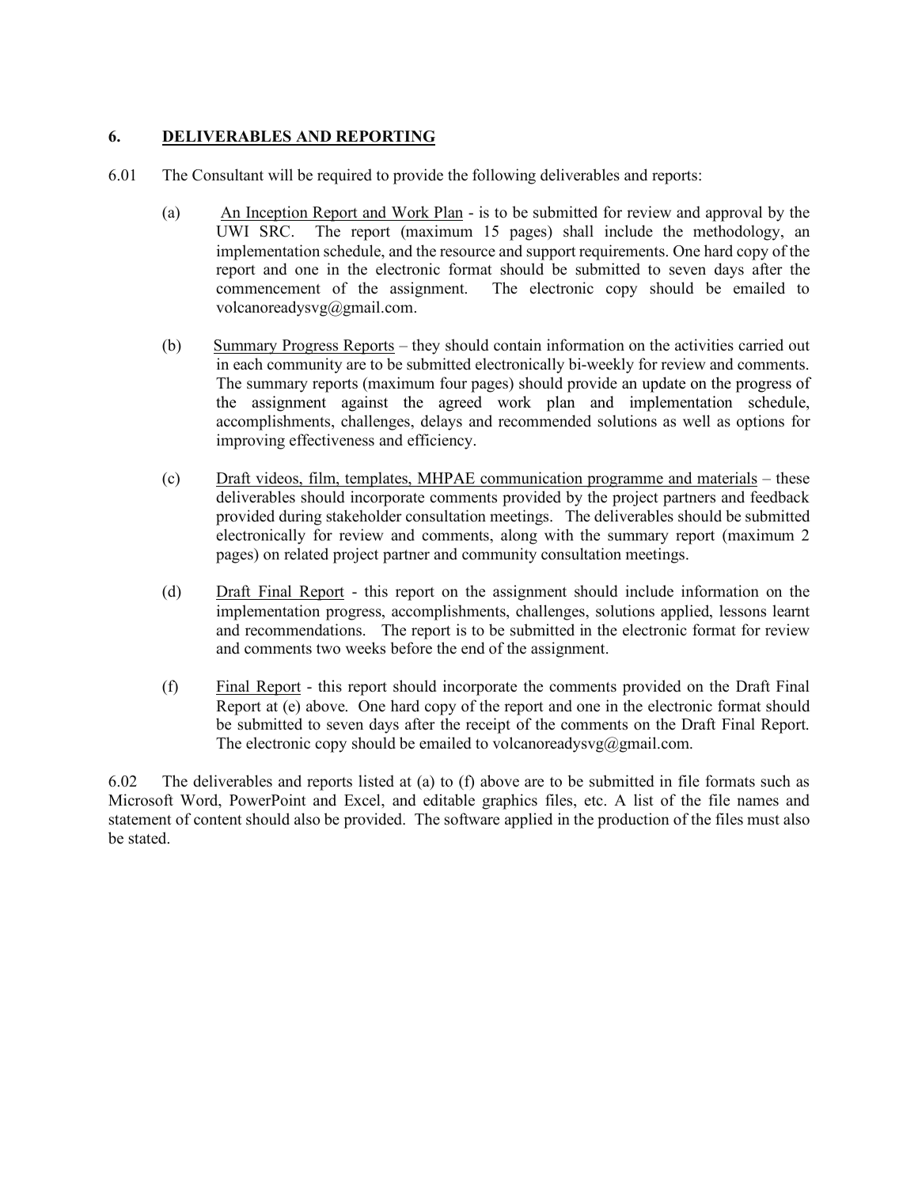## 6. DELIVERABLES AND REPORTING

6.01 The Consultant will be required to provide the following deliverables and reports:

(a) An Inception Report and Work Plan - is to be submitted for review and approval by the UWI SRC. The report (maximum 15 pages) shall include the methodology, an implementation schedule, and the resource and support requirements. One hard copy of the report and one in the electronic format should be submitted to seven days after the commencement of the assignment. The electronic copy should be emailed to volcanoreadysvg@gmail.com.

(b) Summary Progress Reports – they should contain information on the activities carried out in each community are to be submitted electronically bi-weekly for review and comments. The summary reports (maximum four pages) should provide an update on the progress of the assignment against the agreed work plan and implementation schedule, accomplishments, challenges, delays and recommended solutions as well as options for improving effectiveness and efficiency.

(c) Draft videos, film, templates, MHPAE communication programme and materials – these deliverables should incorporate comments provided by the project partners and feedback provided during stakeholder consultation meetings. The deliverables should be submitted electronically for review and comments, along with the summary report (maximum 2 pages) on related project partner and community consultation meetings.

(d) Draft Final Report - this report on the assignment should include information on the implementation progress, accomplishments, challenges, solutions applied, lessons learnt and recommendations. The report is to be submitted in the electronic format for review and comments two weeks before the end of the assignment.

(f) Final Report - this report should incorporate the comments provided on the Draft Final Report at (e) above. One hard copy of the report and one in the electronic format should be submitted to seven days after the receipt of the comments on the Draft Final Report. The electronic copy should be emailed to volcanoreadysvg@gmail.com.

6.02 The deliverables and reports listed at (a) to (f) above are to be submitted in file formats such as Microsoft Word, PowerPoint and Excel, and editable graphics files, etc. A list of the file names and statement of content should also be provided. The software applied in the production of the files must also be stated.